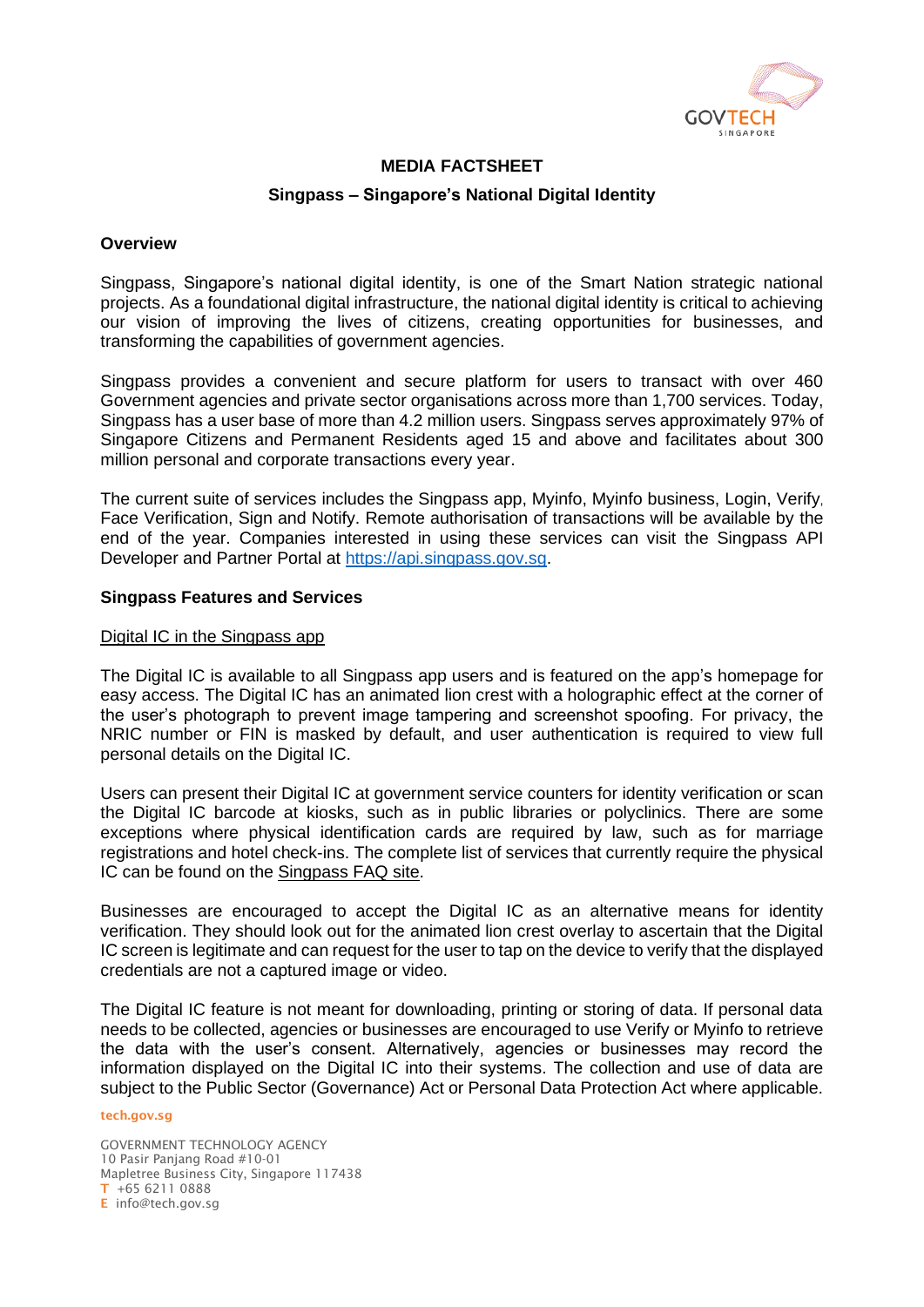**MEDIA FACTSHEET**

**Singpass – Singapore's National Digital Identity**

## Overview

Singpass, Singapore's national digital identity, is one of the Smart Nation strategic national projects. As a foundational digital infrastructure, the national digital identity is critical to achieving our vision of improving the lives of citizens, creating opportunities for businesses, and transforming the capabilities of government agencies.

Singpass provides a convenient and secure platform for users to transact with over 460 Government agencies and private sector organisations across more than 1,700 services. Today, Singpass has a user base of more than 4.2 million users. Singpass serves approximately 97% of Singapore Citizens and Permanent Residents aged 15 and above and facilitates about 300 million personal and corporate transactions every year.

The current suite of services includes the Singpass app, Myinfo, Myinfo business, Login, Verify, Face Verification, Sign and Notify. Remote authorisation of transactions will be available by the end of the year. Companies interested in using these services can visit the Singpass API Developer and Partner Portal at https://api.singpass.gov.sg.

## Singpass Features and Services

Digital IC in the Singpass app

The Digital IC is available to all Singpass app users and is featured on the app's homepage for easy access. The Digital IC has an animated lion crest with a holographic effect at the corner of the user's photograph to prevent image tampering and screenshot spoofing. For privacy, the NRIC number or FIN is masked by default, and user authentication is required to view full personal details on the Digital IC.

Users can present their Digital IC at government service counters for identity verification or scan the Digital IC barcode at kiosks, such as in public libraries or polyclinics. There are some exceptions where physical identification cards are required by law, such as for marriage registrations and hotel check-ins. The complete list of services that currently require the physical IC can be found on the Singpass FAQ site.

Businesses are encouraged to accept the Digital IC as an alternative means for identity verification. They should look out for the animated lion crest overlay to ascertain that the Digital IC screen is legitimate and can request for the user to tap on the device to verify that the displayed credentials are not a captured image or video.

The Digital IC feature is not meant for downloading, printing or storing of data. If personal data needs to be collected, agencies or businesses are encouraged to use Verify or Myinfo to retrieve the data with the user's consent. Alternatively, agencies or businesses may record the information displayed on the Digital IC into their systems. The collection and use of data are subject to the Public Sector (Governance) Act or Personal Data Protection Act where applicable.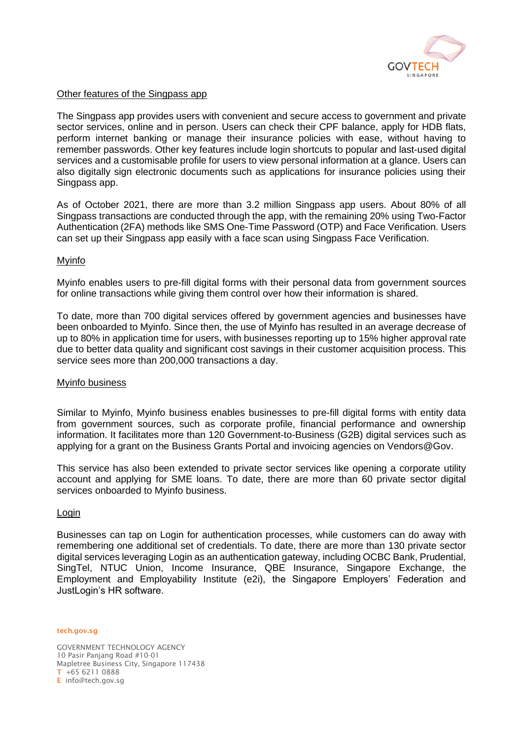## Other features of the Singpass app

The Singpass app provides users with convenient and secure access to government and private sector services, online and in person. Users can check their CPF balance, apply for HDB flats, perform internet banking or manage their insurance policies with ease, without having to remember passwords. Other key features include login shortcuts to popular and last-used digital services and a customisable profile for users to view personal information at a glance. Users can also digitally sign electronic documents such as applications for insurance policies using their Singpass app.

As of October 2021, there are more than 3.2 million Singpass app users. About 80% of all Singpass transactions are conducted through the app, with the remaining 20% using Two-Factor Authentication (2FA) methods like SMS One-Time Password (OTP) and Face Verification. Users can set up their Singpass app easily with a face scan using Singpass Face Verification.

## Myinfo

Myinfo enables users to pre-fill digital forms with their personal data from government sources for online transactions while giving them control over how their information is shared.

To date, more than 700 digital services offered by government agencies and businesses have been onboarded to Myinfo. Since then, the use of Myinfo has resulted in an average decrease of up to 80% in application time for users, with businesses reporting up to 15% higher approval rate due to better data quality and significant cost savings in their customer acquisition process. This service sees more than 200,000 transactions a day.

## Myinfo business

Similar to Myinfo, Myinfo business enables businesses to pre-fill digital forms with entity data from government sources, such as corporate profile, financial performance and ownership information. It facilitates more than 120 Government-to-Business (G2B) digital services such as applying for a grant on the Business Grants Portal and invoicing agencies on Vendors@Gov.

This service has also been extended to private sector services like opening a corporate utility account and applying for SME loans. To date, there are more than 60 private sector digital services onboarded to Myinfo business.

## Login

Businesses can tap on Login for authentication processes, while customers can do away with remembering one additional set of credentials. To date, there are more than 130 private sector digital services leveraging Login as an authentication gateway, including OCBC Bank, Prudential, SingTel, NTUC Union, Income Insurance, QBE Insurance, Singapore Exchange, the Employment and Employability Institute (e2i), the Singapore Employers' Federation and JustLogin's HR software.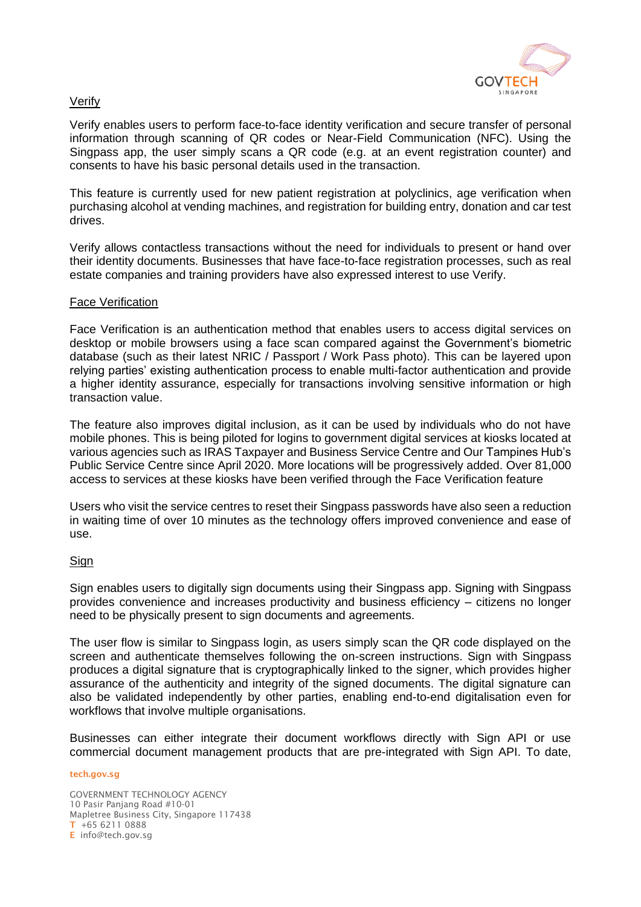## Verify

Verify enables users to perform face-to-face identity verification and secure transfer of personal information through scanning of QR codes or Near-Field Communication (NFC). Using the Singpass app, the user simply scans a QR code (e.g. at an event registration counter) and consents to have his basic personal details used in the transaction.

This feature is currently used for new patient registration at polyclinics, age verification when purchasing alcohol at vending machines, and registration for building entry, donation and car test drives.

Verify allows contactless transactions without the need for individuals to present or hand over their identity documents. Businesses that have face-to-face registration processes, such as real estate companies and training providers have also expressed interest to use Verify.

## Face Verification

Face Verification is an authentication method that enables users to access digital services on desktop or mobile browsers using a face scan compared against the Government's biometric database (such as their latest NRIC / Passport / Work Pass photo). This can be layered upon relying parties' existing authentication process to enable multi-factor authentication and provide a higher identity assurance, especially for transactions involving sensitive information or high transaction value.

The feature also improves digital inclusion, as it can be used by individuals who do not have mobile phones. This is being piloted for logins to government digital services at kiosks located at various agencies such as IRAS Taxpayer and Business Service Centre and Our Tampines Hub's Public Service Centre since April 2020. More locations will be progressively added. Over 81,000 access to services at these kiosks have been verified through the Face Verification feature

Users who visit the service centres to reset their Singpass passwords have also seen a reduction in waiting time of over 10 minutes as the technology offers improved convenience and ease of use.

## Sign

Sign enables users to digitally sign documents using their Singpass app. Signing with Singpass provides convenience and increases productivity and business efficiency – citizens no longer need to be physically present to sign documents and agreements.

The user flow is similar to Singpass login, as users simply scan the QR code displayed on the screen and authenticate themselves following the on-screen instructions. Sign with Singpass produces a digital signature that is cryptographically linked to the signer, which provides higher assurance of the authenticity and integrity of the signed documents. The digital signature can also be validated independently by other parties, enabling end-to-end digitalisation even for workflows that involve multiple organisations.

Businesses can either integrate their document workflows directly with Sign API or use commercial document management products that are pre-integrated with Sign API. To date,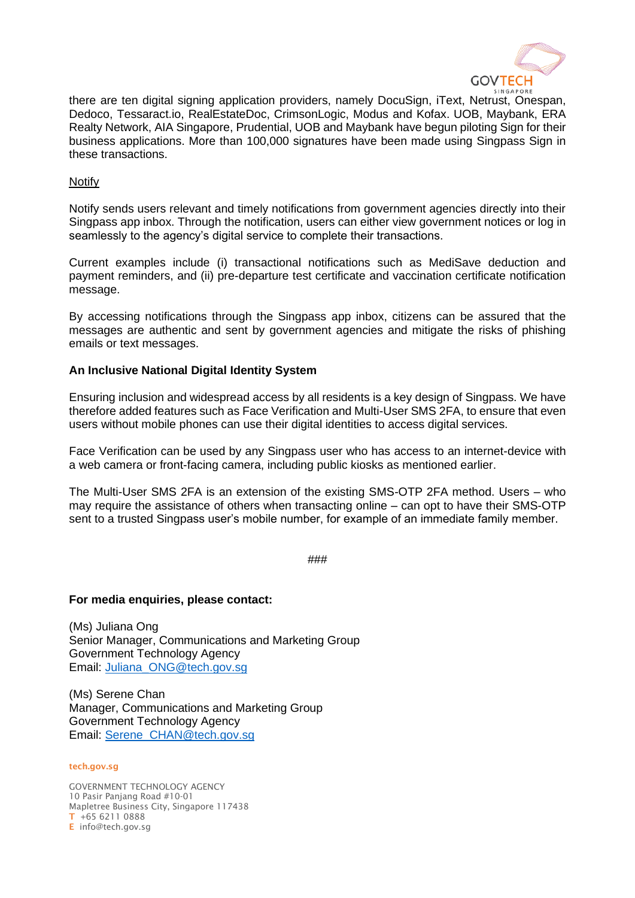there are ten digital signing application providers, namely DocuSign, iText, Netrust, Onespan, Dedoco, Tessaract.io, RealEstateDoc, CrimsonLogic, Modus and Kofax. UOB, Maybank, ERA Realty Network, AIA Singapore, Prudential, UOB and Maybank have begun piloting Sign for their business applications. More than 100,000 signatures have been made using Singpass Sign in these transactions.

<u>Notify</u>

Notify sends users relevant and timely notifications from government agencies directly into their Singpass app inbox. Through the notification, users can either view government notices or log in seamlessly to the agency's digital service to complete their transactions.

Current examples include (i) transactional notifications such as MediSave deduction and payment reminders, and (ii) pre-departure test certificate and vaccination certificate notification message.

By accessing notifications through the Singpass app inbox, citizens can be assured that the messages are authentic and sent by government agencies and mitigate the risks of phishing emails or text messages.

**An Inclusive National Digital Identity System**

Ensuring inclusion and widespread access by all residents is a key design of Singpass. We have therefore added features such as Face Verification and Multi-User SMS 2FA, to ensure that even users without mobile phones can use their digital identities to access digital services.

Face Verification can be used by any Singpass user who has access to an internet-device with a web camera or front-facing camera, including public kiosks as mentioned earlier.

The Multi-User SMS 2FA is an extension of the existing SMS-OTP 2FA method. Users – who may require the assistance of others when transacting online – can opt to have their SMS-OTP sent to a trusted Singpass user's mobile number, for example of an immediate family member.

###

**For media enquiries, please contact:**

(Ms) Juliana Ong
Senior Manager, Communications and Marketing Group
Government Technology Agency
Email: Juliana_ONG@tech.gov.sg

(Ms) Serene Chan
Manager, Communications and Marketing Group
Government Technology Agency
Email: Serene_CHAN@tech.gov.sg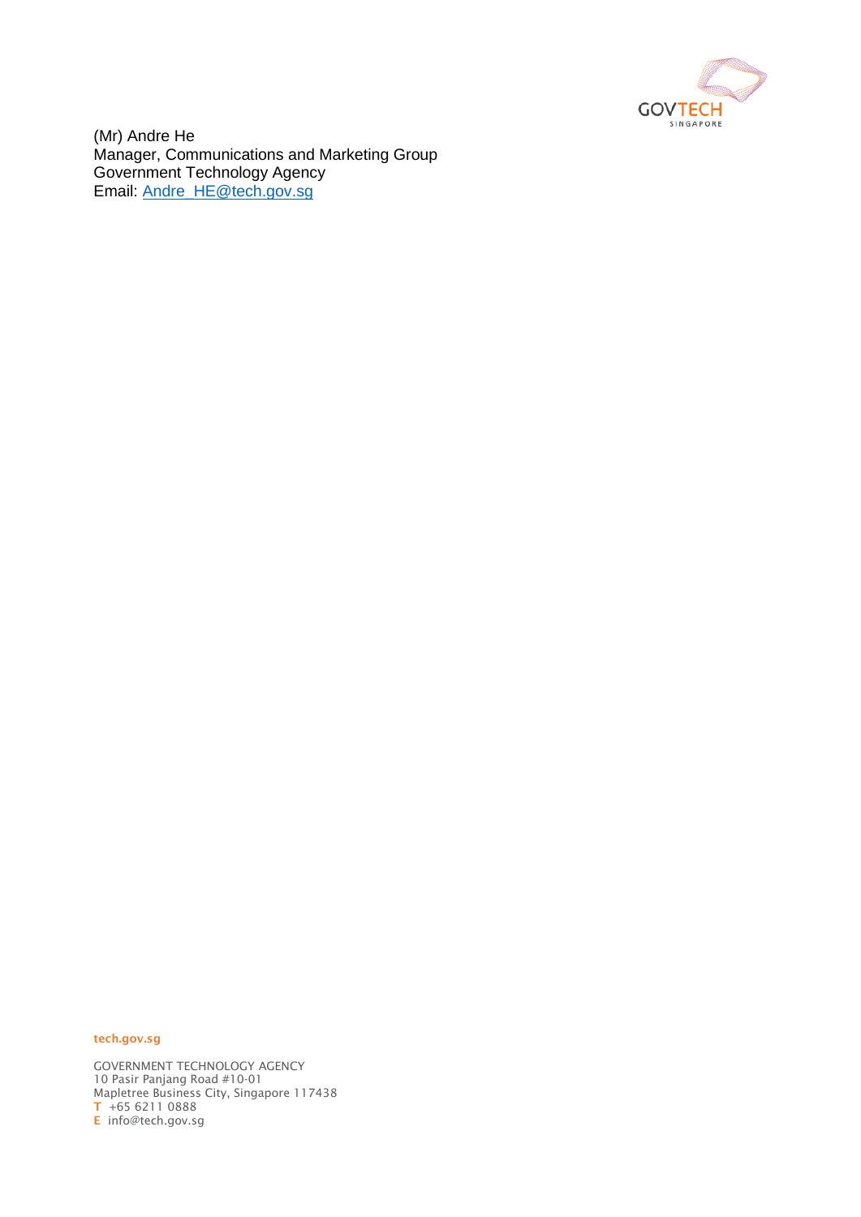(Mr) Andre He
Manager, Communications and Marketing Group
Government Technology Agency
Email: Andre_HE@tech.gov.sg

tech.gov.sg

GOVERNMENT TECHNOLOGY AGENCY
10 Pasir Panjang Road #10-01
Mapletree Business City, Singapore 117438
**T** +65 6211 0888
**E** info@tech.gov.sg